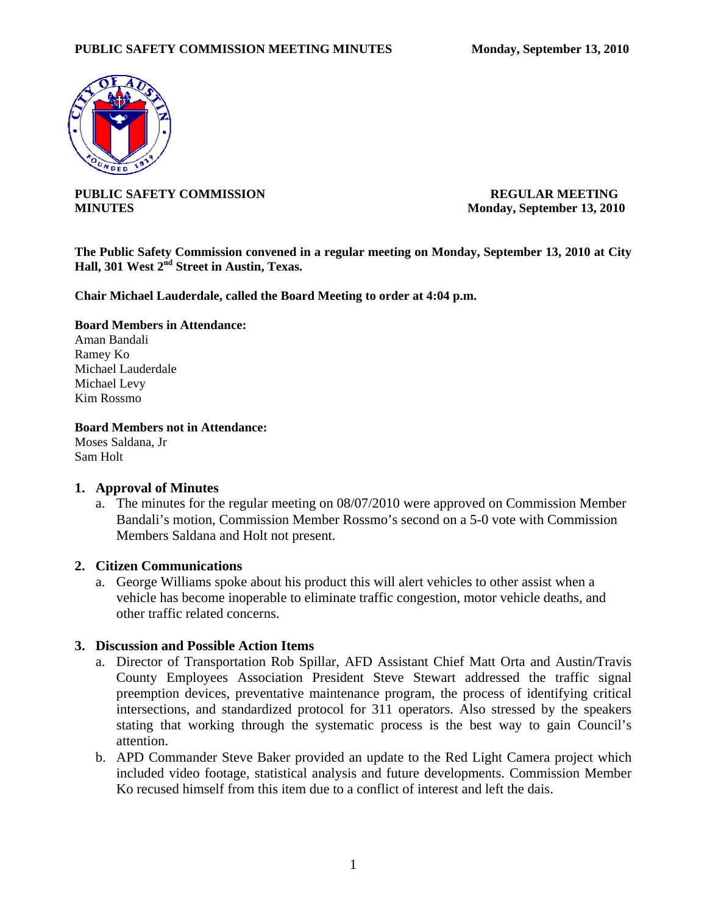**PUBLIC SAFETY COMMISSION MINUTES**

**REGULAR MEETING**
**Monday, September 13, 2010**

**The Public Safety Commission convened in a regular meeting on Monday, September 13, 2010 at City Hall, 301 West 2nd Street in Austin, Texas.**

**Chair Michael Lauderdale, called the Board Meeting to order at 4:04 p.m.**

**Board Members in Attendance:**
Aman Bandali
Ramey Ko
Michael Lauderdale
Michael Levy
Kim Rossmo

**Board Members not in Attendance:**
Moses Saldana, Jr
Sam Holt

## 1. Approval of Minutes

a. The minutes for the regular meeting on 08/07/2010 were approved on Commission Member Bandali's motion, Commission Member Rossmo's second on a 5-0 vote with Commission Members Saldana and Holt not present.

## 2. Citizen Communications

a. George Williams spoke about his product this will alert vehicles to other assist when a vehicle has become inoperable to eliminate traffic congestion, motor vehicle deaths, and other traffic related concerns.

## 3. Discussion and Possible Action Items

a. Director of Transportation Rob Spillar, AFD Assistant Chief Matt Orta and Austin/Travis County Employees Association President Steve Stewart addressed the traffic signal preemption devices, preventative maintenance program, the process of identifying critical intersections, and standardized protocol for 311 operators. Also stressed by the speakers stating that working through the systematic process is the best way to gain Council's attention.

b. APD Commander Steve Baker provided an update to the Red Light Camera project which included video footage, statistical analysis and future developments. Commission Member Ko recused himself from this item due to a conflict of interest and left the dais.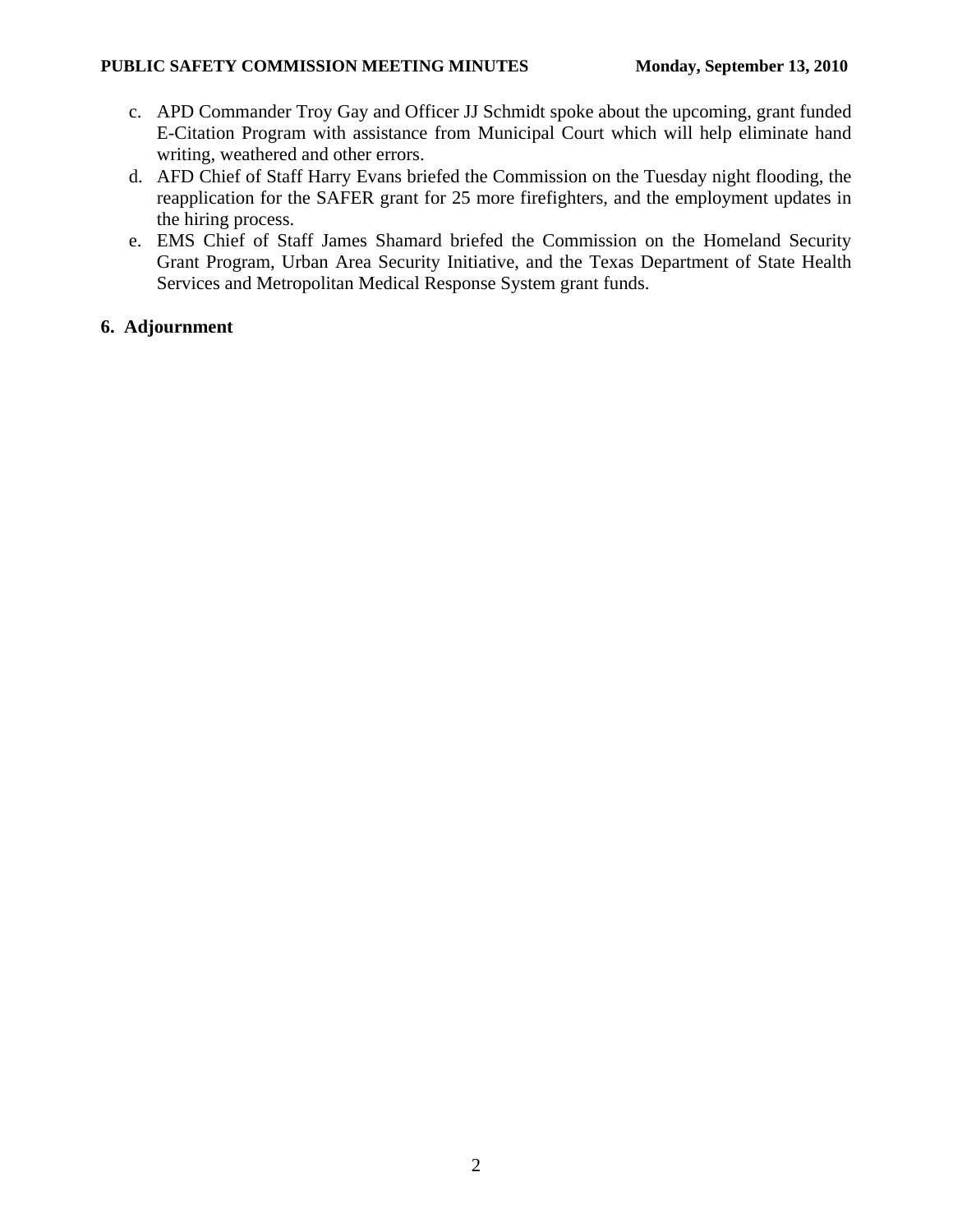c. APD Commander Troy Gay and Officer JJ Schmidt spoke about the upcoming, grant funded E-Citation Program with assistance from Municipal Court which will help eliminate hand writing, weathered and other errors.
d. AFD Chief of Staff Harry Evans briefed the Commission on the Tuesday night flooding, the reapplication for the SAFER grant for 25 more firefighters, and the employment updates in the hiring process.
e. EMS Chief of Staff James Shamard briefed the Commission on the Homeland Security Grant Program, Urban Area Security Initiative, and the Texas Department of State Health Services and Metropolitan Medical Response System grant funds.

**6. Adjournment**